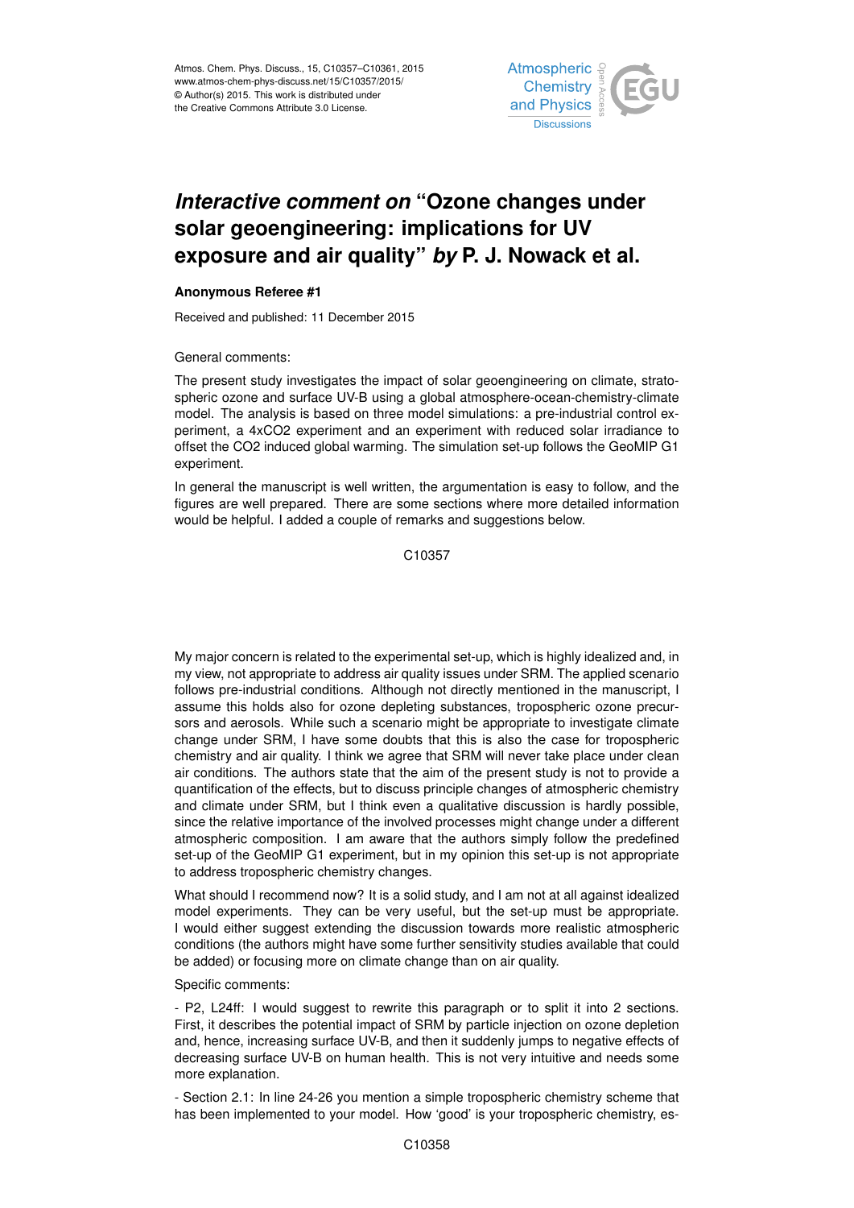# *Interactive comment on* "Ozone changes under solar geoengineering: implications for UV exposure and air quality" *by* P. J. Nowack et al.

**Anonymous Referee #1**

Received and published: 11 December 2015

General comments:

The present study investigates the impact of solar geoengineering on climate, stratospheric ozone and surface UV-B using a global atmosphere-ocean-chemistry-climate model. The analysis is based on three model simulations: a pre-industrial control experiment, a 4xCO2 experiment and an experiment with reduced solar irradiance to offset the CO2 induced global warming. The simulation set-up follows the GeoMIP G1 experiment.

In general the manuscript is well written, the argumentation is easy to follow, and the figures are well prepared. There are some sections where more detailed information would be helpful. I added a couple of remarks and suggestions below.

My major concern is related to the experimental set-up, which is highly idealized and, in my view, not appropriate to address air quality issues under SRM. The applied scenario follows pre-industrial conditions. Although not directly mentioned in the manuscript, I assume this holds also for ozone depleting substances, tropospheric ozone precursors and aerosols. While such a scenario might be appropriate to investigate climate change under SRM, I have some doubts that this is also the case for tropospheric chemistry and air quality. I think we agree that SRM will never take place under clean air conditions. The authors state that the aim of the present study is not to provide a quantification of the effects, but to discuss principle changes of atmospheric chemistry and climate under SRM, but I think even a qualitative discussion is hardly possible, since the relative importance of the involved processes might change under a different atmospheric composition. I am aware that the authors simply follow the predefined set-up of the GeoMIP G1 experiment, but in my opinion this set-up is not appropriate to address tropospheric chemistry changes.

What should I recommend now? It is a solid study, and I am not at all against idealized model experiments. They can be very useful, but the set-up must be appropriate. I would either suggest extending the discussion towards more realistic atmospheric conditions (the authors might have some further sensitivity studies available that could be added) or focusing more on climate change than on air quality.

Specific comments:

- P2, L24ff: I would suggest to rewrite this paragraph or to split it into 2 sections. First, it describes the potential impact of SRM by particle injection on ozone depletion and, hence, increasing surface UV-B, and then it suddenly jumps to negative effects of decreasing surface UV-B on human health. This is not very intuitive and needs some more explanation.

- Section 2.1: In line 24-26 you mention a simple tropospheric chemistry scheme that has been implemented to your model. How 'good' is your tropospheric chemistry, es-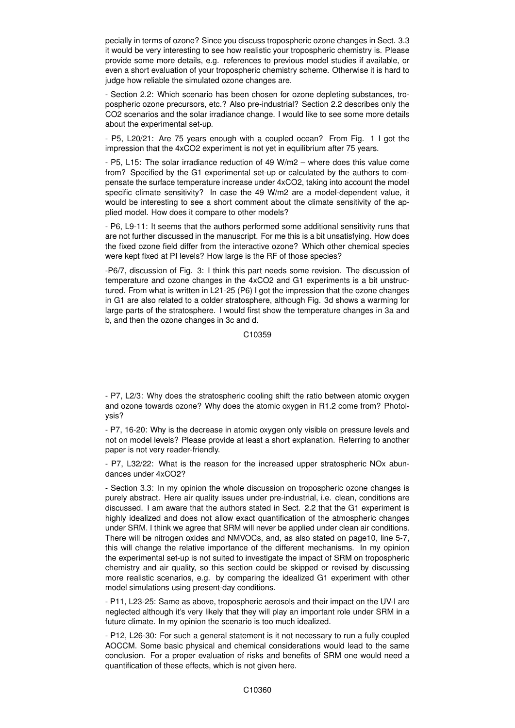pecially in terms of ozone? Since you discuss tropospheric ozone changes in Sect. 3.3 it would be very interesting to see how realistic your tropospheric chemistry is. Please provide some more details, e.g. references to previous model studies if available, or even a short evaluation of your tropospheric chemistry scheme. Otherwise it is hard to judge how reliable the simulated ozone changes are.

- Section 2.2: Which scenario has been chosen for ozone depleting substances, tropospheric ozone precursors, etc.? Also pre-industrial? Section 2.2 describes only the CO2 scenarios and the solar irradiance change. I would like to see some more details about the experimental set-up.

- P5, L20/21: Are 75 years enough with a coupled ocean? From Fig. 1 I got the impression that the 4xCO2 experiment is not yet in equilibrium after 75 years.

- P5, L15: The solar irradiance reduction of 49 W/m2 – where does this value come from? Specified by the G1 experimental set-up or calculated by the authors to compensate the surface temperature increase under 4xCO2, taking into account the model specific climate sensitivity? In case the 49 W/m2 are a model-dependent value, it would be interesting to see a short comment about the climate sensitivity of the applied model. How does it compare to other models?

- P6, L9-11: It seems that the authors performed some additional sensitivity runs that are not further discussed in the manuscript. For me this is a bit unsatisfying. How does the fixed ozone field differ from the interactive ozone? Which other chemical species were kept fixed at PI levels? How large is the RF of those species?

-P6/7, discussion of Fig. 3: I think this part needs some revision. The discussion of temperature and ozone changes in the 4xCO2 and G1 experiments is a bit unstructured. From what is written in L21-25 (P6) I got the impression that the ozone changes in G1 are also related to a colder stratosphere, although Fig. 3d shows a warming for large parts of the stratosphere. I would first show the temperature changes in 3a and b, and then the ozone changes in 3c and d.

- P7, L2/3: Why does the stratospheric cooling shift the ratio between atomic oxygen and ozone towards ozone? Why does the atomic oxygen in R1.2 come from? Photolysis?

- P7, 16-20: Why is the decrease in atomic oxygen only visible on pressure levels and not on model levels? Please provide at least a short explanation. Referring to another paper is not very reader-friendly.

- P7, L32/22: What is the reason for the increased upper stratospheric NOx abundances under 4xCO2?

- Section 3.3: In my opinion the whole discussion on tropospheric ozone changes is purely abstract. Here air quality issues under pre-industrial, i.e. clean, conditions are discussed. I am aware that the authors stated in Sect. 2.2 that the G1 experiment is highly idealized and does not allow exact quantification of the atmospheric changes under SRM. I think we agree that SRM will never be applied under clean air conditions. There will be nitrogen oxides and NMVOCs, and, as also stated on page10, line 5-7, this will change the relative importance of the different mechanisms. In my opinion the experimental set-up is not suited to investigate the impact of SRM on tropospheric chemistry and air quality, so this section could be skipped or revised by discussing more realistic scenarios, e.g. by comparing the idealized G1 experiment with other model simulations using present-day conditions.

- P11, L23-25: Same as above, tropospheric aerosols and their impact on the UV-I are neglected although it's very likely that they will play an important role under SRM in a future climate. In my opinion the scenario is too much idealized.

- P12, L26-30: For such a general statement is it not necessary to run a fully coupled AOCCM. Some basic physical and chemical considerations would lead to the same conclusion. For a proper evaluation of risks and benefits of SRM one would need a quantification of these effects, which is not given here.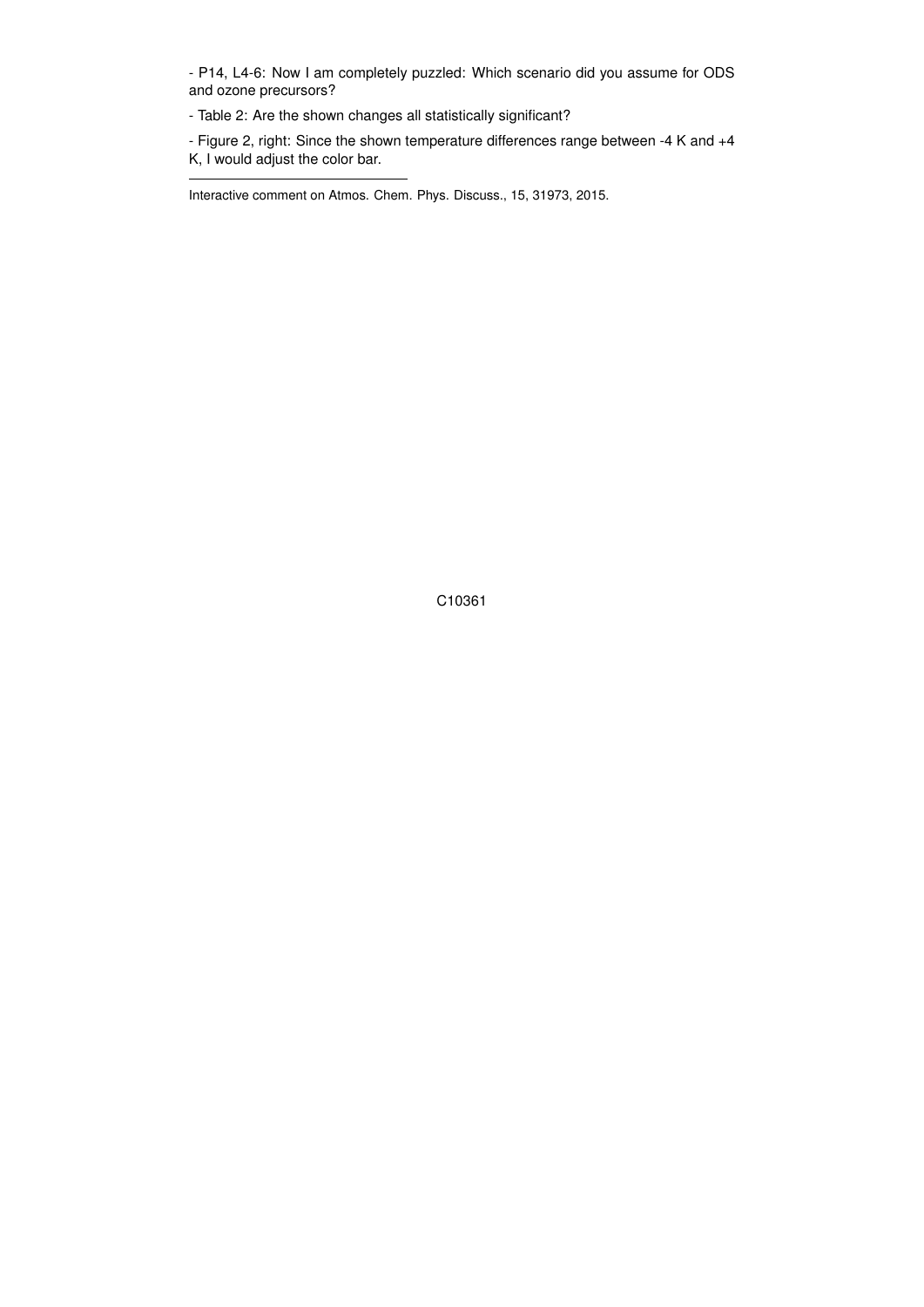- P14, L4-6: Now I am completely puzzled: Which scenario did you assume for ODS and ozone precursors?

- Table 2: Are the shown changes all statistically significant?

- Figure 2, right: Since the shown temperature differences range between -4 K and +4 K, I would adjust the color bar.

---

Interactive comment on Atmos. Chem. Phys. Discuss., 15, 31973, 2015.